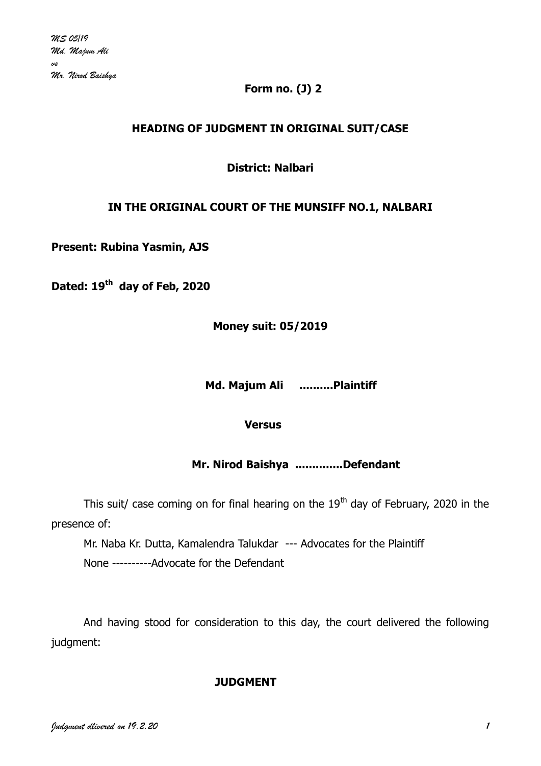**Form no. (J) 2**

**HEADING OF JUDGMENT IN ORIGINAL SUIT/CASE**

**District: Nalbari**

**IN THE ORIGINAL COURT OF THE MUNSIFF NO.1, NALBARI**

**Present: Rubina Yasmin, AJS**

**Dated: 19th day of Feb, 2020**

**Money suit: 05/2019**

**Md. Majum Ali ..........Plaintiff**

**Versus**

**Mr. Nirod Baishya .............Defendant**

This suit/ case coming on for final hearing on the 19th day of February, 2020 in the presence of:

Mr. Naba Kr. Dutta, Kamalendra Talukdar --- Advocates for the Plaintiff

None ----------Advocate for the Defendant

And having stood for consideration to this day, the court delivered the following judgment:

**JUDGMENT**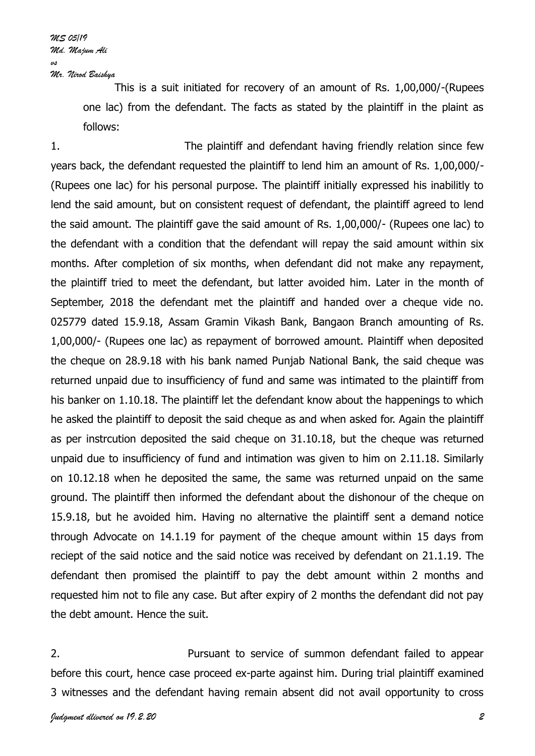This is a suit initiated for recovery of an amount of Rs. 1,00,000/-(Rupees one lac) from the defendant. The facts as stated by the plaintiff in the plaint as follows:

1. The plaintiff and defendant having friendly relation since few years back, the defendant requested the plaintiff to lend him an amount of Rs. 1,00,000/- (Rupees one lac) for his personal purpose. The plaintiff initially expressed his inabilitly to lend the said amount, but on consistent request of defendant, the plaintiff agreed to lend the said amount. The plaintiff gave the said amount of Rs. 1,00,000/- (Rupees one lac) to the defendant with a condition that the defendant will repay the said amount within six months. After completion of six months, when defendant did not make any repayment, the plaintiff tried to meet the defendant, but latter avoided him. Later in the month of September, 2018 the defendant met the plaintiff and handed over a cheque vide no. 025779 dated 15.9.18, Assam Gramin Vikash Bank, Bangaon Branch amounting of Rs. 1,00,000/- (Rupees one lac) as repayment of borrowed amount. Plaintiff when deposited the cheque on 28.9.18 with his bank named Punjab National Bank, the said cheque was returned unpaid due to insufficiency of fund and same was intimated to the plaintiff from his banker on 1.10.18. The plaintiff let the defendant know about the happenings to which he asked the plaintiff to deposit the said cheque as and when asked for. Again the plaintiff as per instrcution deposited the said cheque on 31.10.18, but the cheque was returned unpaid due to insufficiency of fund and intimation was given to him on 2.11.18. Similarly on 10.12.18 when he deposited the same, the same was returned unpaid on the same ground. The plaintiff then informed the defendant about the dishonour of the cheque on 15.9.18, but he avoided him. Having no alternative the plaintiff sent a demand notice through Advocate on 14.1.19 for payment of the cheque amount within 15 days from reciept of the said notice and the said notice was received by defendant on 21.1.19. The defendant then promised the plaintiff to pay the debt amount within 2 months and requested him not to file any case. But after expiry of 2 months the defendant did not pay the debt amount. Hence the suit.

2. Pursuant to service of summon defendant failed to appear before this court, hence case proceed ex-parte against him. During trial plaintiff examined 3 witnesses and the defendant having remain absent did not avail opportunity to cross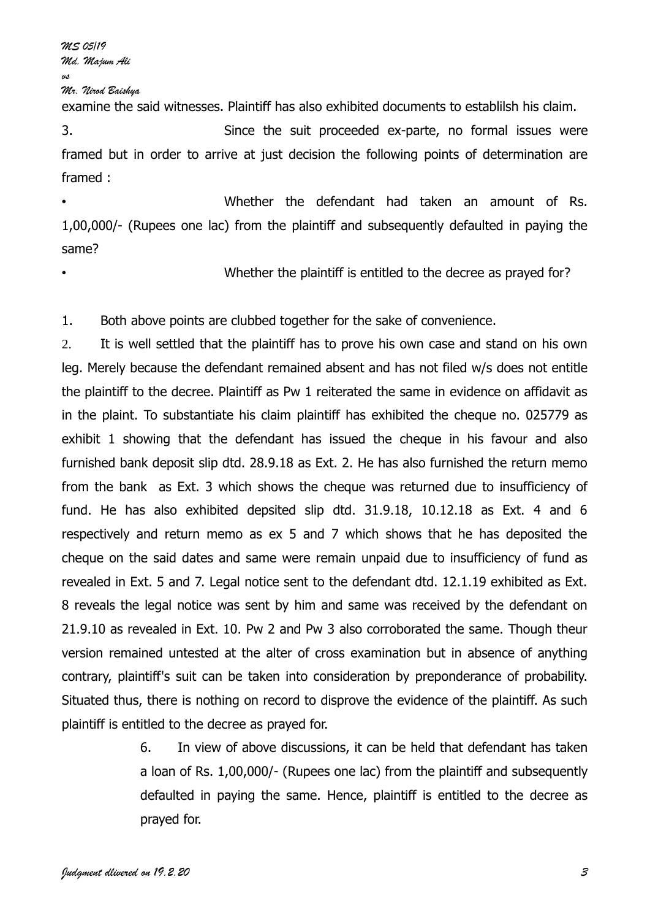examine the said witnesses. Plaintiff has also exhibited documents to establilsh his claim.

3. Since the suit proceeded ex-parte, no formal issues were framed but in order to arrive at just decision the following points of determination are framed :

- Whether the defendant had taken an amount of Rs. 1,00,000/- (Rupees one lac) from the plaintiff and subsequently defaulted in paying the same?
- Whether the plaintiff is entitled to the decree as prayed for?

1. Both above points are clubbed together for the sake of convenience.

2. It is well settled that the plaintiff has to prove his own case and stand on his own leg. Merely because the defendant remained absent and has not filed w/s does not entitle the plaintiff to the decree. Plaintiff as Pw 1 reiterated the same in evidence on affidavit as in the plaint. To substantiate his claim plaintiff has exhibited the cheque no. 025779 as exhibit 1 showing that the defendant has issued the cheque in his favour and also furnished bank deposit slip dtd. 28.9.18 as Ext. 2. He has also furnished the return memo from the bank as Ext. 3 which shows the cheque was returned due to insufficiency of fund. He has also exhibited depsited slip dtd. 31.9.18, 10.12.18 as Ext. 4 and 6 respectively and return memo as ex 5 and 7 which shows that he has deposited the cheque on the said dates and same were remain unpaid due to insufficiency of fund as revealed in Ext. 5 and 7. Legal notice sent to the defendant dtd. 12.1.19 exhibited as Ext. 8 reveals the legal notice was sent by him and same was received by the defendant on 21.9.10 as revealed in Ext. 10. Pw 2 and Pw 3 also corroborated the same. Though theur version remained untested at the alter of cross examination but in absence of anything contrary, plaintiff's suit can be taken into consideration by preponderance of probability. Situated thus, there is nothing on record to disprove the evidence of the plaintiff. As such plaintiff is entitled to the decree as prayed for.

6. In view of above discussions, it can be held that defendant has taken a loan of Rs. 1,00,000/- (Rupees one lac) from the plaintiff and subsequently defaulted in paying the same. Hence, plaintiff is entitled to the decree as prayed for.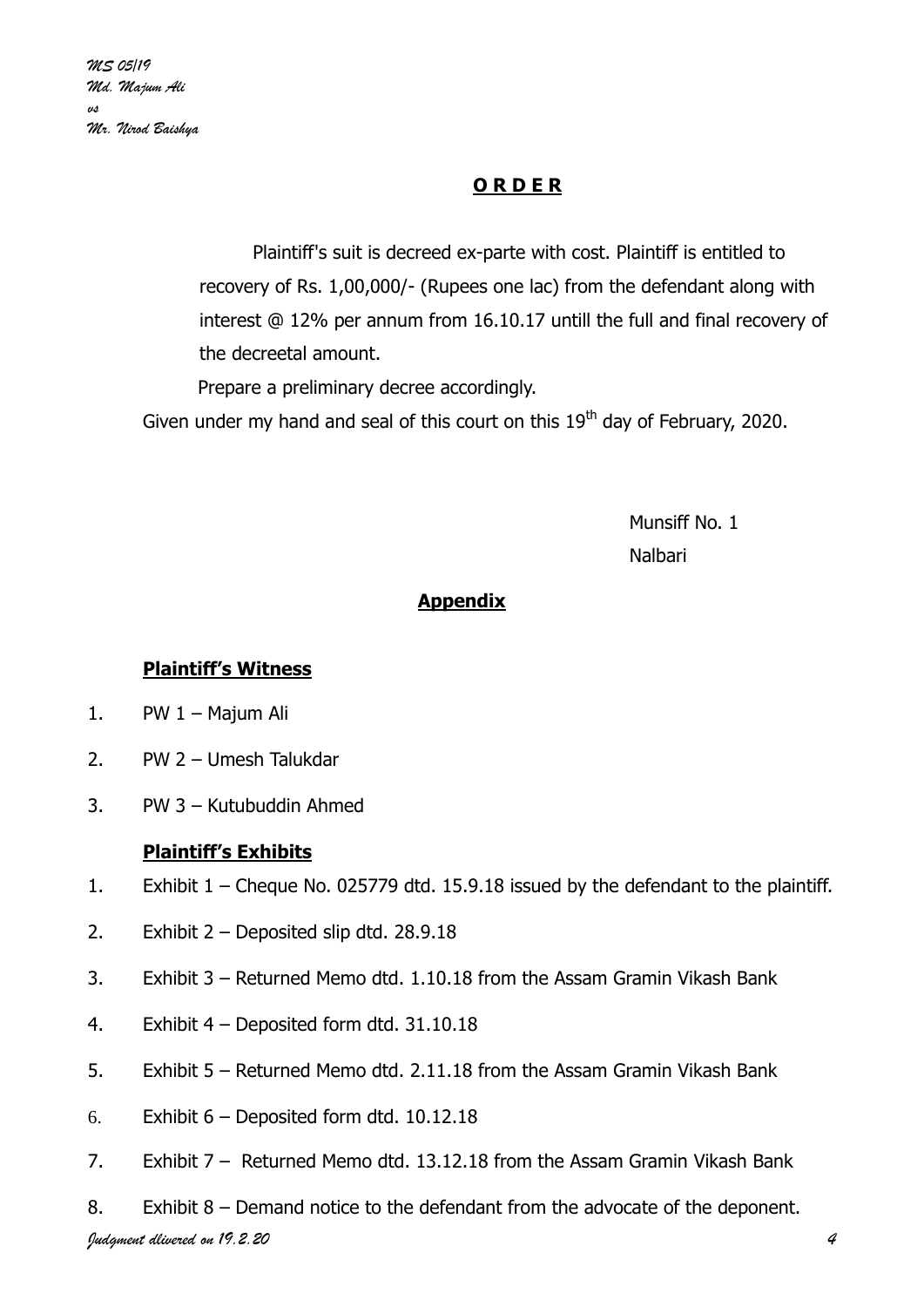## O R D E R

Plaintiff's suit is decreed ex-parte with cost. Plaintiff is entitled to recovery of Rs. 1,00,000/- (Rupees one lac) from the defendant along with interest @ 12% per annum from 16.10.17 untill the full and final recovery of the decreetal amount.

Prepare a preliminary decree accordingly.

Given under my hand and seal of this court on this 19th day of February, 2020.

Munsiff No. 1
Nalbari

## Appendix

### Plaintiff's Witness

1. PW 1 – Majum Ali
2. PW 2 – Umesh Talukdar
3. PW 3 – Kutubuddin Ahmed

### Plaintiff's Exhibits

1. Exhibit 1 – Cheque No. 025779 dtd. 15.9.18 issued by the defendant to the plaintiff.
2. Exhibit 2 – Deposited slip dtd. 28.9.18
3. Exhibit 3 – Returned Memo dtd. 1.10.18 from the Assam Gramin Vikash Bank
4. Exhibit 4 – Deposited form dtd. 31.10.18
5. Exhibit 5 – Returned Memo dtd. 2.11.18 from the Assam Gramin Vikash Bank
6. Exhibit 6 – Deposited form dtd. 10.12.18
7. Exhibit 7 – Returned Memo dtd. 13.12.18 from the Assam Gramin Vikash Bank
8. Exhibit 8 – Demand notice to the defendant from the advocate of the deponent.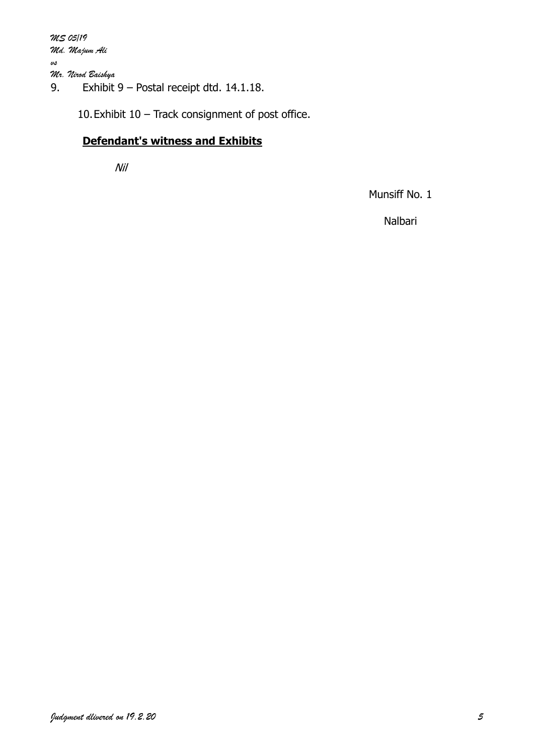9. Exhibit 9 – Postal receipt dtd. 14.1.18.

10. Exhibit 10 – Track consignment of post office.

**Defendant's witness and Exhibits**

*Nil*

Munsiff No. 1

Nalbari